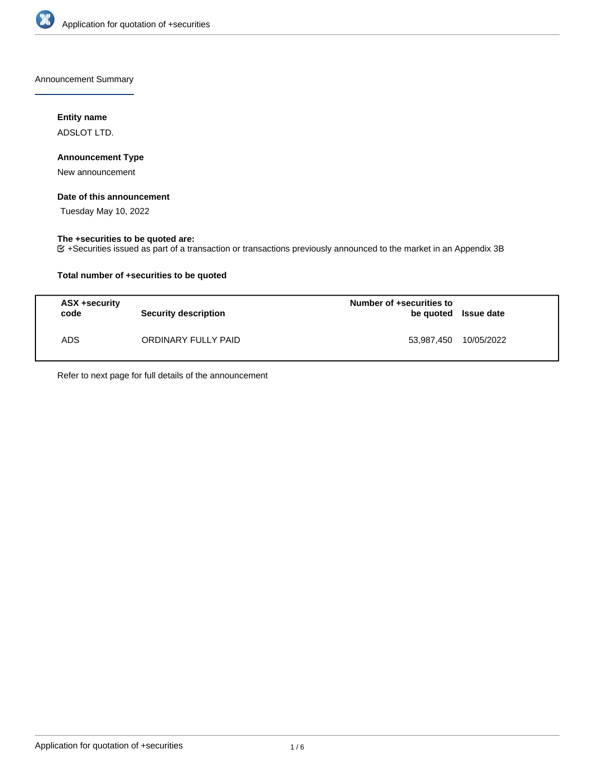Announcement Summary

**Entity name**

ADSLOT LTD.

**Announcement Type**

New announcement

**Date of this announcement**

Tuesday May 10, 2022

**The +securities to be quoted are:**

+Securities issued as part of a transaction or transactions previously announced to the market in an Appendix 3B

**Total number of +securities to be quoted**

| ASX +security code | Security description | Number of +securities to be quoted | Issue date |
|---|---|---|---|
| ADS | ORDINARY FULLY PAID | 53,987,450 | 10/05/2022 |

Refer to next page for full details of the announcement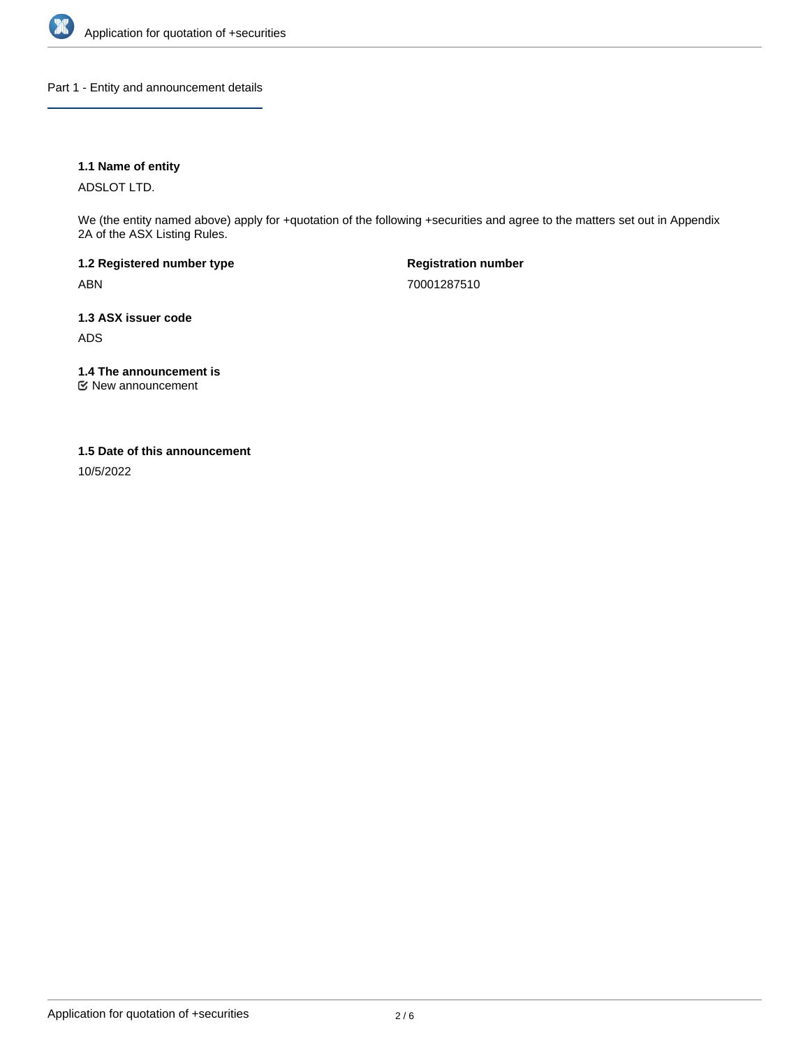## Part 1 - Entity and announcement details

**1.1 Name of entity**

ADSLOT LTD.

We (the entity named above) apply for +quotation of the following +securities and agree to the matters set out in Appendix 2A of the ASX Listing Rules.

**1.2 Registered number type**

ABN

**Registration number**

70001287510

**1.3 ASX issuer code**

ADS

**1.4 The announcement is**

☑ New announcement

**1.5 Date of this announcement**

10/5/2022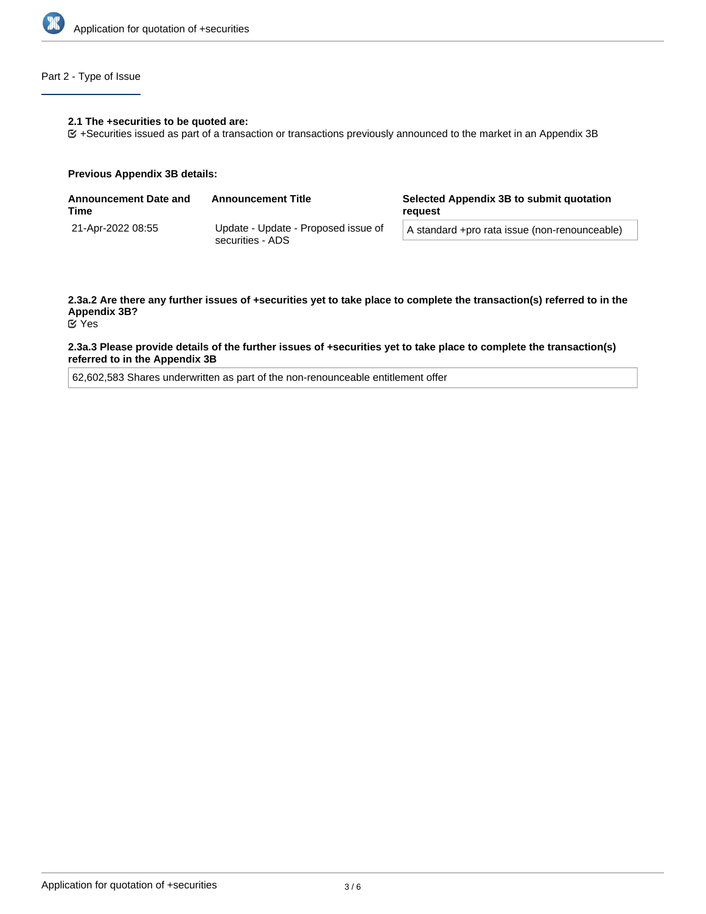## Part 2 - Type of Issue

**2.1 The +securities to be quoted are:**

☑ +Securities issued as part of a transaction or transactions previously announced to the market in an Appendix 3B

**Previous Appendix 3B details:**

| Announcement Date and Time | Announcement Title | Selected Appendix 3B to submit quotation request |
|---|---|---|
| 21-Apr-2022 08:55 | Update - Update - Proposed issue of securities - ADS | A standard +pro rata issue (non-renounceable) |

**2.3a.2 Are there any further issues of +securities yet to take place to complete the transaction(s) referred to in the Appendix 3B?**

☑ Yes

**2.3a.3 Please provide details of the further issues of +securities yet to take place to complete the transaction(s) referred to in the Appendix 3B**

62,602,583 Shares underwritten as part of the non-renounceable entitlement offer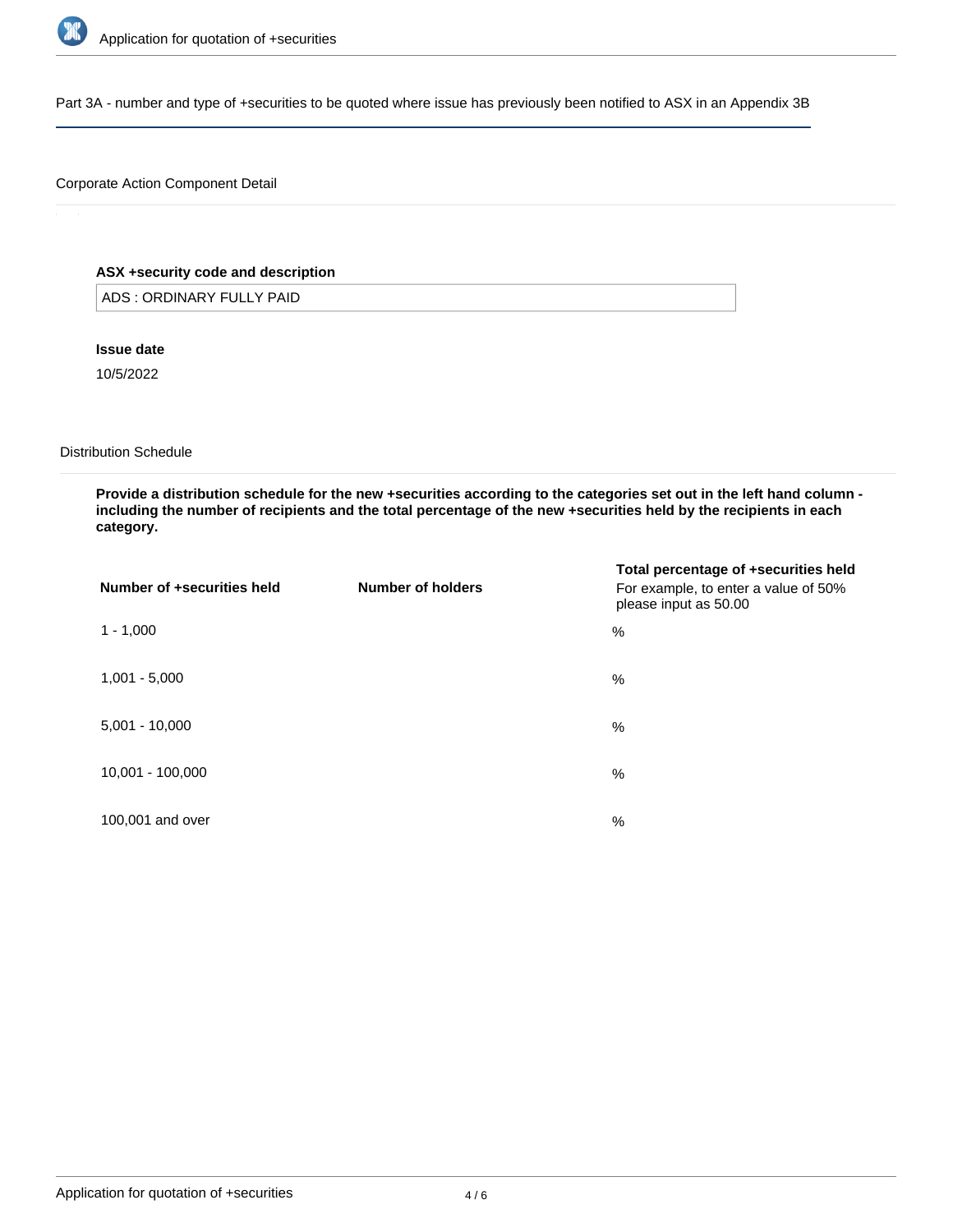Part 3A - number and type of +securities to be quoted where issue has previously been notified to ASX in an Appendix 3B

Corporate Action Component Detail

**ASX +security code and description**

ADS : ORDINARY FULLY PAID

**Issue date**

10/5/2022

Distribution Schedule

**Provide a distribution schedule for the new +securities according to the categories set out in the left hand column - including the number of recipients and the total percentage of the new +securities held by the recipients in each category.**

| Number of +securities held | Number of holders | **Total percentage of +securities held** For example, to enter a value of 50% please input as 50.00 |
| --- | --- | --- |
| 1 - 1,000 | | % |
| 1,001 - 5,000 | | % |
| 5,001 - 10,000 | | % |
| 10,001 - 100,000 | | % |
| 100,001 and over | | % |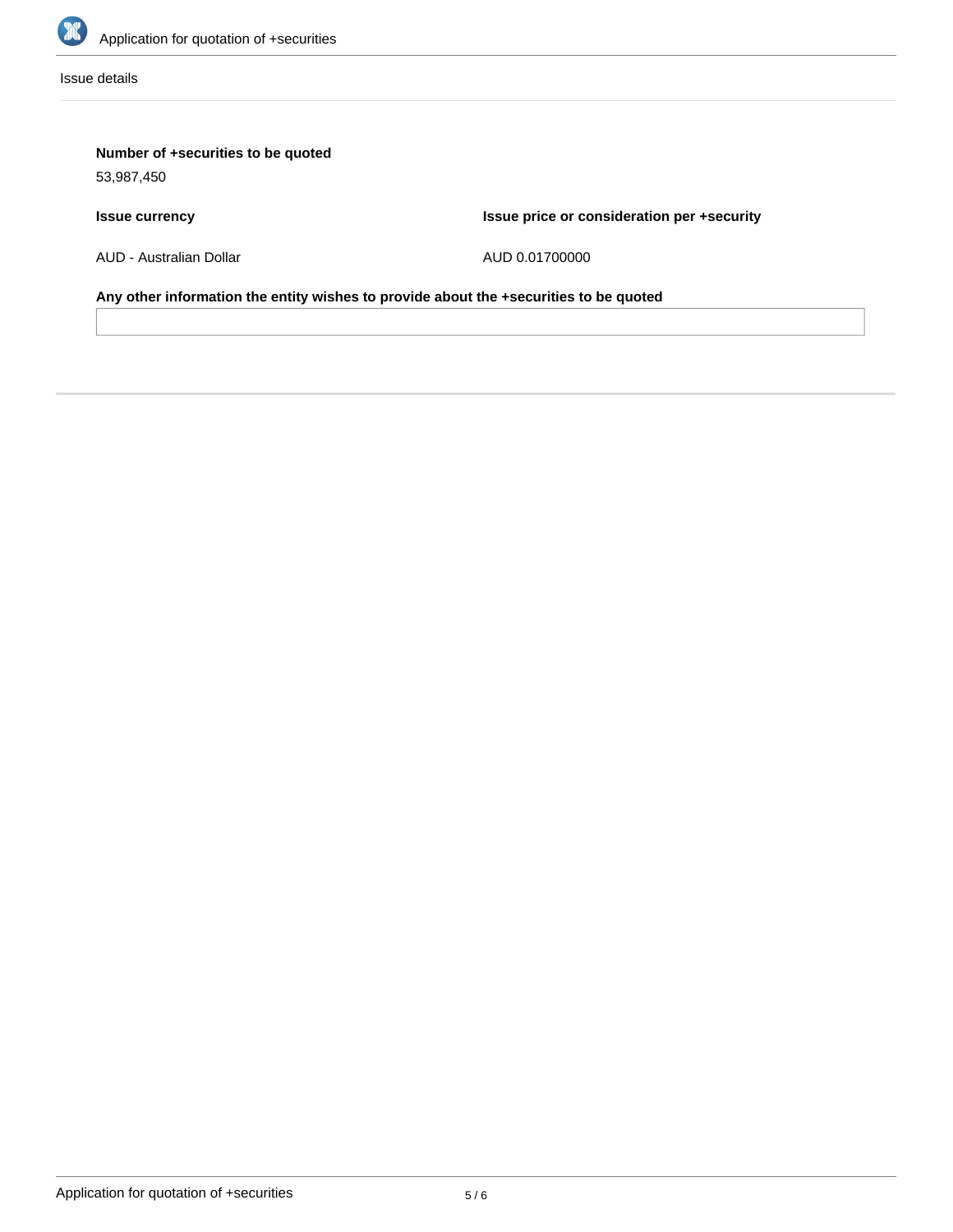Issue details

**Number of +securities to be quoted**

53,987,450

| Issue currency | Issue price or consideration per +security |
| --- | --- |
| AUD - Australian Dollar | AUD 0.01700000 |

**Any other information the entity wishes to provide about the +securities to be quoted**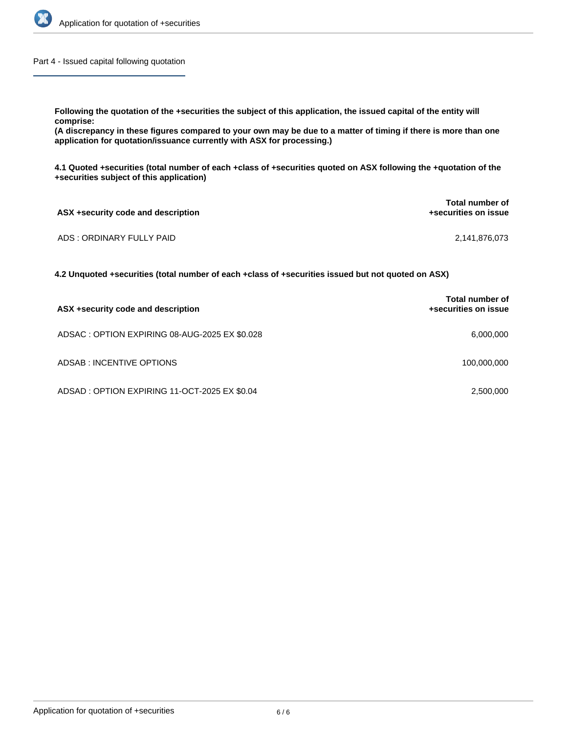## Part 4 - Issued capital following quotation

**Following the quotation of the +securities the subject of this application, the issued capital of the entity will comprise:**
**(A discrepancy in these figures compared to your own may be due to a matter of timing if there is more than one application for quotation/issuance currently with ASX for processing.)**

**4.1 Quoted +securities (total number of each +class of +securities quoted on ASX following the +quotation of the +securities subject of this application)**

| ASX +security code and description | Total number of +securities on issue |
| --- | --- |
| ADS : ORDINARY FULLY PAID | 2,141,876,073 |

**4.2 Unquoted +securities (total number of each +class of +securities issued but not quoted on ASX)**

| ASX +security code and description | Total number of +securities on issue |
| --- | --- |
| ADSAC : OPTION EXPIRING 08-AUG-2025 EX $0.028 | 6,000,000 |
| ADSAB : INCENTIVE OPTIONS | 100,000,000 |
| ADSAD : OPTION EXPIRING 11-OCT-2025 EX $0.04 | 2,500,000 |